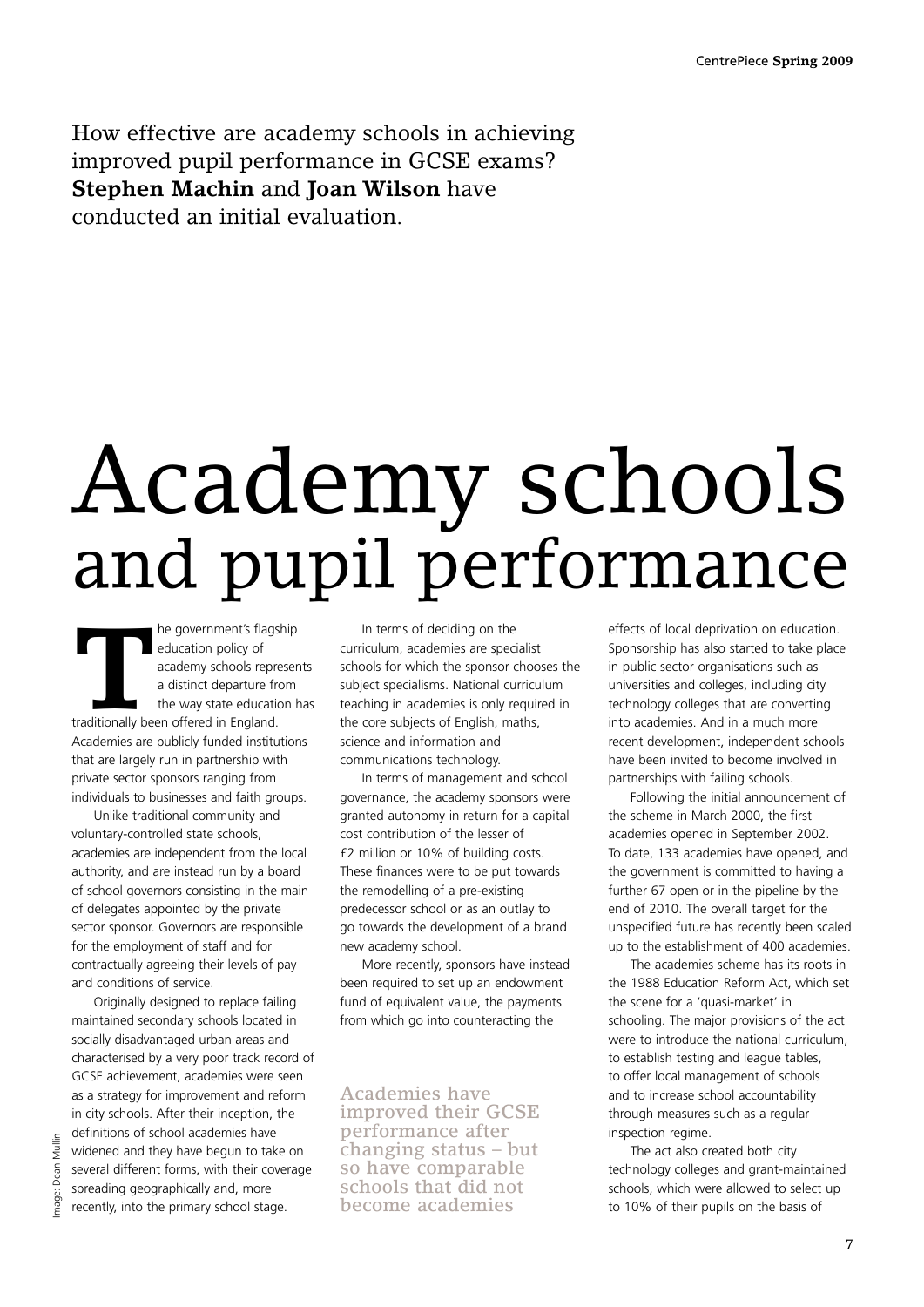How effective are academy schools in achieving improved pupil performance in GCSE exams? **Stephen Machin** and **Joan Wilson** have conducted an initial evaluation.

# Academy schools and pupil performance

The government's flagship education policy of academy schools represents a distinct departure from the way state education has traditionally been offered in England. Academies are publicly funded institutions that are largely run in partnership with private sector sponsors ranging from individuals to businesses and faith groups.

Unlike traditional community and voluntary-controlled state schools, academies are independent from the local authority, and are instead run by a board of school governors consisting in the main of delegates appointed by the private sector sponsor. Governors are responsible for the employment of staff and for contractually agreeing their levels of pay and conditions of service.

Originally designed to replace failing maintained secondary schools located in socially disadvantaged urban areas and characterised by a very poor track record of GCSE achievement, academies were seen as a strategy for improvement and reform in city schools. After their inception, the definitions of school academies have widened and they have begun to take on several different forms, with their coverage spreading geographically and, more recently, into the primary school stage.

In terms of deciding on the curriculum, academies are specialist schools for which the sponsor chooses the subject specialisms. National curriculum teaching in academies is only required in the core subjects of English, maths, science and information and communications technology.

In terms of management and school governance, the academy sponsors were granted autonomy in return for a capital cost contribution of the lesser of £2 million or 10% of building costs. These finances were to be put towards the remodelling of a pre-existing predecessor school or as an outlay to go towards the development of a brand new academy school.

More recently, sponsors have instead been required to set up an endowment fund of equivalent value, the payments from which go into counteracting the effects of local deprivation on education. Sponsorship has also started to take place in public sector organisations such as universities and colleges, including city technology colleges that are converting into academies. And in a much more recent development, independent schools have been invited to become involved in partnerships with failing schools.

> Academies have improved their GCSE performance after changing status – but so have comparable schools that did not become academies

Following the initial announcement of the scheme in March 2000, the first academies opened in September 2002. To date, 133 academies have opened, and the government is committed to having a further 67 open or in the pipeline by the end of 2010. The overall target for the unspecified future has recently been scaled up to the establishment of 400 academies.

The academies scheme has its roots in the 1988 Education Reform Act, which set the scene for a 'quasi-market' in schooling. The major provisions of the act were to introduce the national curriculum, to establish testing and league tables, to offer local management of schools and to increase school accountability through measures such as a regular inspection regime.

The act also created both city technology colleges and grant-maintained schools, which were allowed to select up to 10% of their pupils on the basis of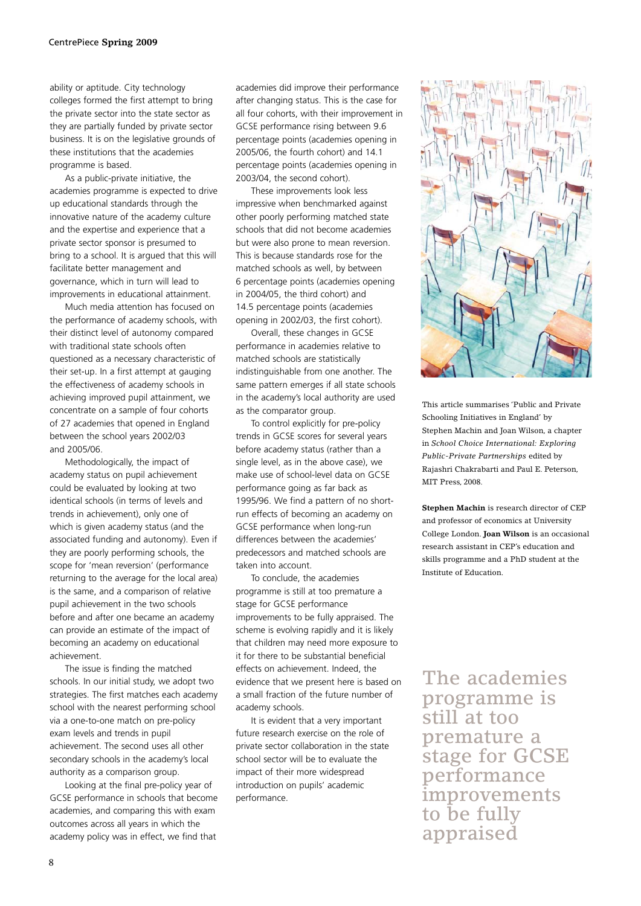ability or aptitude. City technology colleges formed the first attempt to bring the private sector into the state sector as they are partially funded by private sector business. It is on the legislative grounds of these institutions that the academies programme is based.

As a public-private initiative, the academies programme is expected to drive up educational standards through the innovative nature of the academy culture and the expertise and experience that a private sector sponsor is presumed to bring to a school. It is argued that this will facilitate better management and governance, which in turn will lead to improvements in educational attainment.

Much media attention has focused on the performance of academy schools, with their distinct level of autonomy compared with traditional state schools often questioned as a necessary characteristic of their set-up. In a first attempt at gauging the effectiveness of academy schools in achieving improved pupil attainment, we concentrate on a sample of four cohorts of 27 academies that opened in England between the school years 2002/03 and 2005/06.

Methodologically, the impact of academy status on pupil achievement could be evaluated by looking at two identical schools (in terms of levels and trends in achievement), only one of which is given academy status (and the associated funding and autonomy). Even if they are poorly performing schools, the scope for 'mean reversion' (performance returning to the average for the local area) is the same, and a comparison of relative pupil achievement in the two schools before and after one became an academy can provide an estimate of the impact of becoming an academy on educational achievement.

The issue is finding the matched schools. In our initial study, we adopt two strategies. The first matches each academy school with the nearest performing school via a one-to-one match on pre-policy exam levels and trends in pupil achievement. The second uses all other secondary schools in the academy's local authority as a comparison group.

Looking at the final pre-policy year of GCSE performance in schools that become academies, and comparing this with exam outcomes across all years in which the academy policy was in effect, we find that academies did improve their performance after changing status. This is the case for all four cohorts, with their improvement in GCSE performance rising between 9.6 percentage points (academies opening in 2005/06, the fourth cohort) and 14.1 percentage points (academies opening in 2003/04, the second cohort).

These improvements look less impressive when benchmarked against other poorly performing matched state schools that did not become academies but were also prone to mean reversion. This is because standards rose for the matched schools as well, by between 6 percentage points (academies opening in 2004/05, the third cohort) and 14.5 percentage points (academies opening in 2002/03, the first cohort).

Overall, these changes in GCSE performance in academies relative to matched schools are statistically indistinguishable from one another. The same pattern emerges if all state schools in the academy's local authority are used as the comparator group.

To control explicitly for pre-policy trends in GCSE scores for several years before academy status (rather than a single level, as in the above case), we make use of school-level data on GCSE performance going as far back as 1995/96. We find a pattern of no short-run effects of becoming an academy on GCSE performance when long-run differences between the academies' predecessors and matched schools are taken into account.

To conclude, the academies programme is still at too premature a stage for GCSE performance improvements to be fully appraised. The scheme is evolving rapidly and it is likely that children may need more exposure to it for there to be substantial beneficial effects on achievement. Indeed, the evidence that we present here is based on a small fraction of the future number of academy schools.

It is evident that a very important future research exercise on the role of private sector collaboration in the state school sector will be to evaluate the impact of their more widespread introduction on pupils' academic performance.

This article summarises 'Public and Private Schooling Initiatives in England' by Stephen Machin and Joan Wilson, a chapter in *School Choice International: Exploring Public-Private Partnerships* edited by Rajashri Chakrabarti and Paul E. Peterson, MIT Press, 2008.

**Stephen Machin** is research director of CEP and professor of economics at University College London. **Joan Wilson** is an occasional research assistant in CEP's education and skills programme and a PhD student at the Institute of Education.

> The academies programme is still at too premature a stage for GCSE performance improvements to be fully appraised